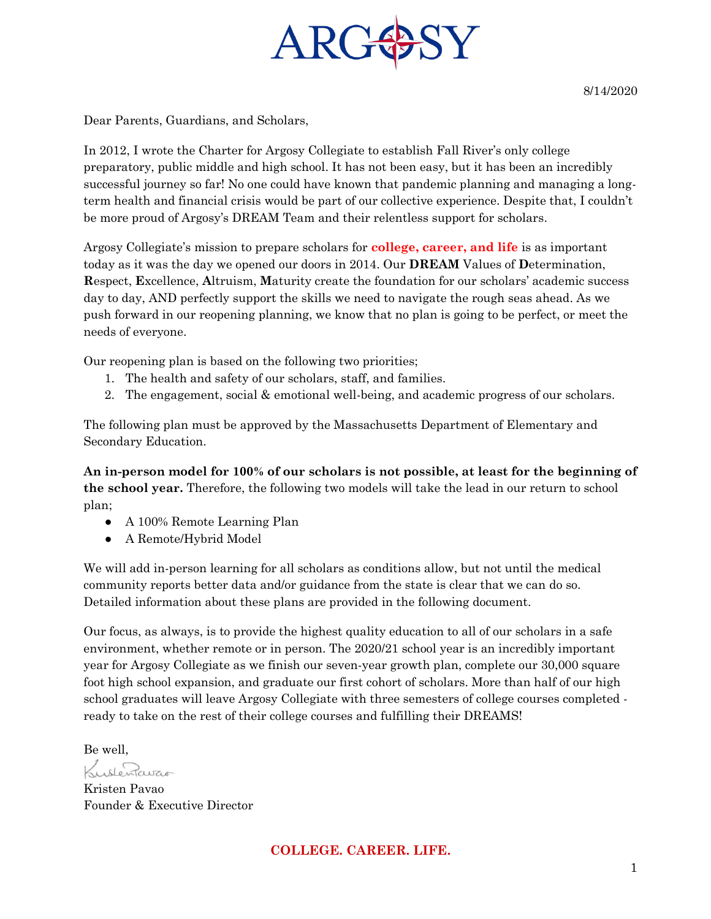# ARGOSY

8/14/2020

Dear Parents, Guardians, and Scholars,

In 2012, I wrote the Charter for Argosy Collegiate to establish Fall River's only college preparatory, public middle and high school. It has not been easy, but it has been an incredibly successful journey so far! No one could have known that pandemic planning and managing a long-term health and financial crisis would be part of our collective experience. Despite that, I couldn't be more proud of Argosy's DREAM Team and their relentless support for scholars.

Argosy Collegiate's mission to prepare scholars for **college, career, and life** is as important today as it was the day we opened our doors in 2014. Our **DREAM** Values of **D**etermination, **R**espect, **E**xcellence, **A**ltruism, **M**aturity create the foundation for our scholars' academic success day to day, AND perfectly support the skills we need to navigate the rough seas ahead. As we push forward in our reopening planning, we know that no plan is going to be perfect, or meet the needs of everyone.

Our reopening plan is based on the following two priorities;

1. The health and safety of our scholars, staff, and families.
2. The engagement, social & emotional well-being, and academic progress of our scholars.

The following plan must be approved by the Massachusetts Department of Elementary and Secondary Education.

**An in-person model for 100% of our scholars is not possible, at least for the beginning of the school year.** Therefore, the following two models will take the lead in our return to school plan;

- A 100% Remote Learning Plan
- A Remote/Hybrid Model

We will add in-person learning for all scholars as conditions allow, but not until the medical community reports better data and/or guidance from the state is clear that we can do so. Detailed information about these plans are provided in the following document.

Our focus, as always, is to provide the highest quality education to all of our scholars in a safe environment, whether remote or in person. The 2020/21 school year is an incredibly important year for Argosy Collegiate as we finish our seven-year growth plan, complete our 30,000 square foot high school expansion, and graduate our first cohort of scholars. More than half of our high school graduates will leave Argosy Collegiate with three semesters of college courses completed - ready to take on the rest of their college courses and fulfilling their DREAMS!

Be well,

Kristen Pavao
Founder & Executive Director

**COLLEGE. CAREER. LIFE.**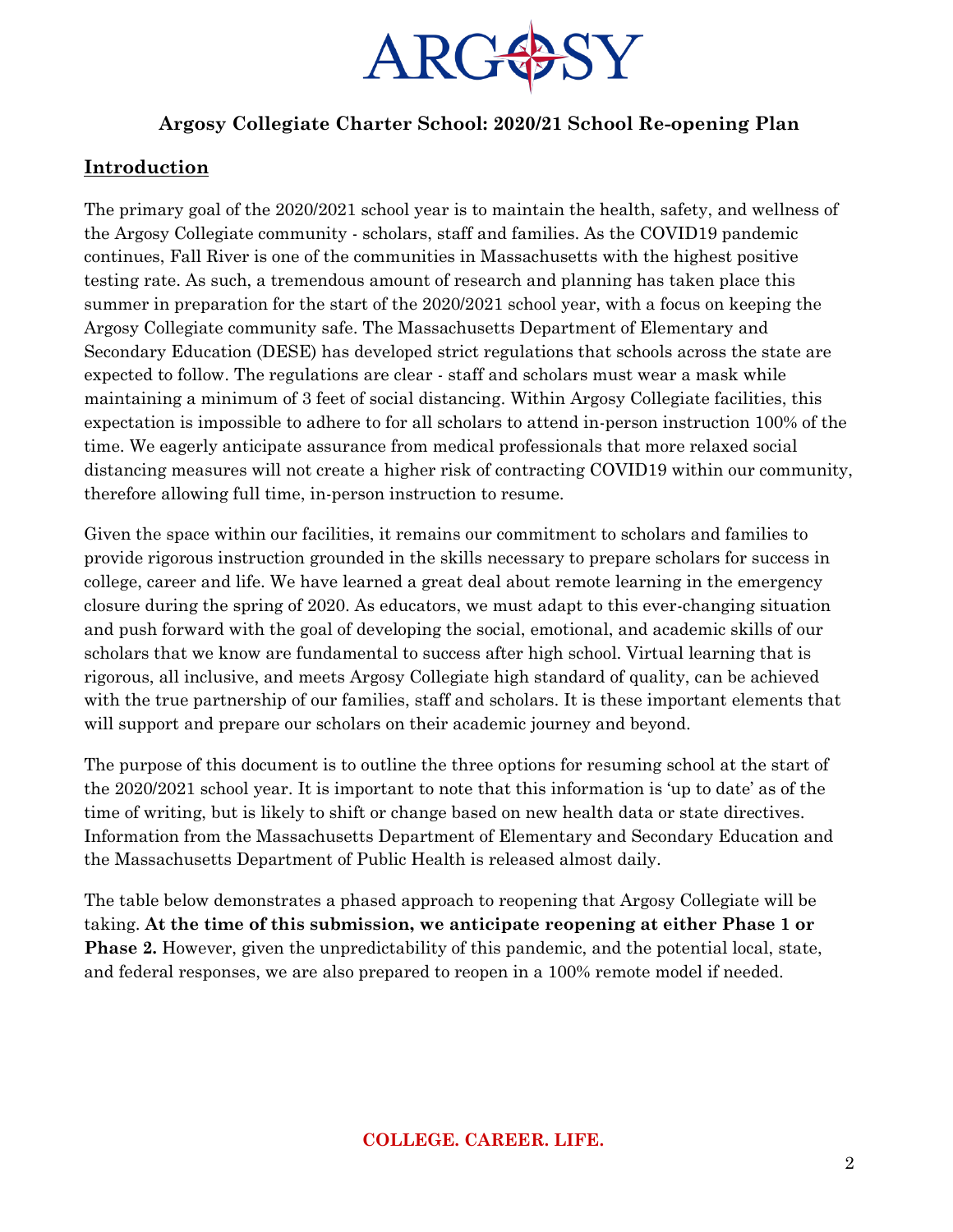ARGOSY

## Argosy Collegiate Charter School: 2020/21 School Re-opening Plan

### Introduction

The primary goal of the 2020/2021 school year is to maintain the health, safety, and wellness of the Argosy Collegiate community - scholars, staff and families. As the COVID19 pandemic continues, Fall River is one of the communities in Massachusetts with the highest positive testing rate. As such, a tremendous amount of research and planning has taken place this summer in preparation for the start of the 2020/2021 school year, with a focus on keeping the Argosy Collegiate community safe. The Massachusetts Department of Elementary and Secondary Education (DESE) has developed strict regulations that schools across the state are expected to follow. The regulations are clear - staff and scholars must wear a mask while maintaining a minimum of 3 feet of social distancing. Within Argosy Collegiate facilities, this expectation is impossible to adhere to for all scholars to attend in-person instruction 100% of the time. We eagerly anticipate assurance from medical professionals that more relaxed social distancing measures will not create a higher risk of contracting COVID19 within our community, therefore allowing full time, in-person instruction to resume.

Given the space within our facilities, it remains our commitment to scholars and families to provide rigorous instruction grounded in the skills necessary to prepare scholars for success in college, career and life. We have learned a great deal about remote learning in the emergency closure during the spring of 2020. As educators, we must adapt to this ever-changing situation and push forward with the goal of developing the social, emotional, and academic skills of our scholars that we know are fundamental to success after high school. Virtual learning that is rigorous, all inclusive, and meets Argosy Collegiate high standard of quality, can be achieved with the true partnership of our families, staff and scholars. It is these important elements that will support and prepare our scholars on their academic journey and beyond.

The purpose of this document is to outline the three options for resuming school at the start of the 2020/2021 school year. It is important to note that this information is 'up to date' as of the time of writing, but is likely to shift or change based on new health data or state directives. Information from the Massachusetts Department of Elementary and Secondary Education and the Massachusetts Department of Public Health is released almost daily.

The table below demonstrates a phased approach to reopening that Argosy Collegiate will be taking. **At the time of this submission, we anticipate reopening at either Phase 1 or Phase 2.** However, given the unpredictability of this pandemic, and the potential local, state, and federal responses, we are also prepared to reopen in a 100% remote model if needed.

**COLLEGE. CAREER. LIFE.**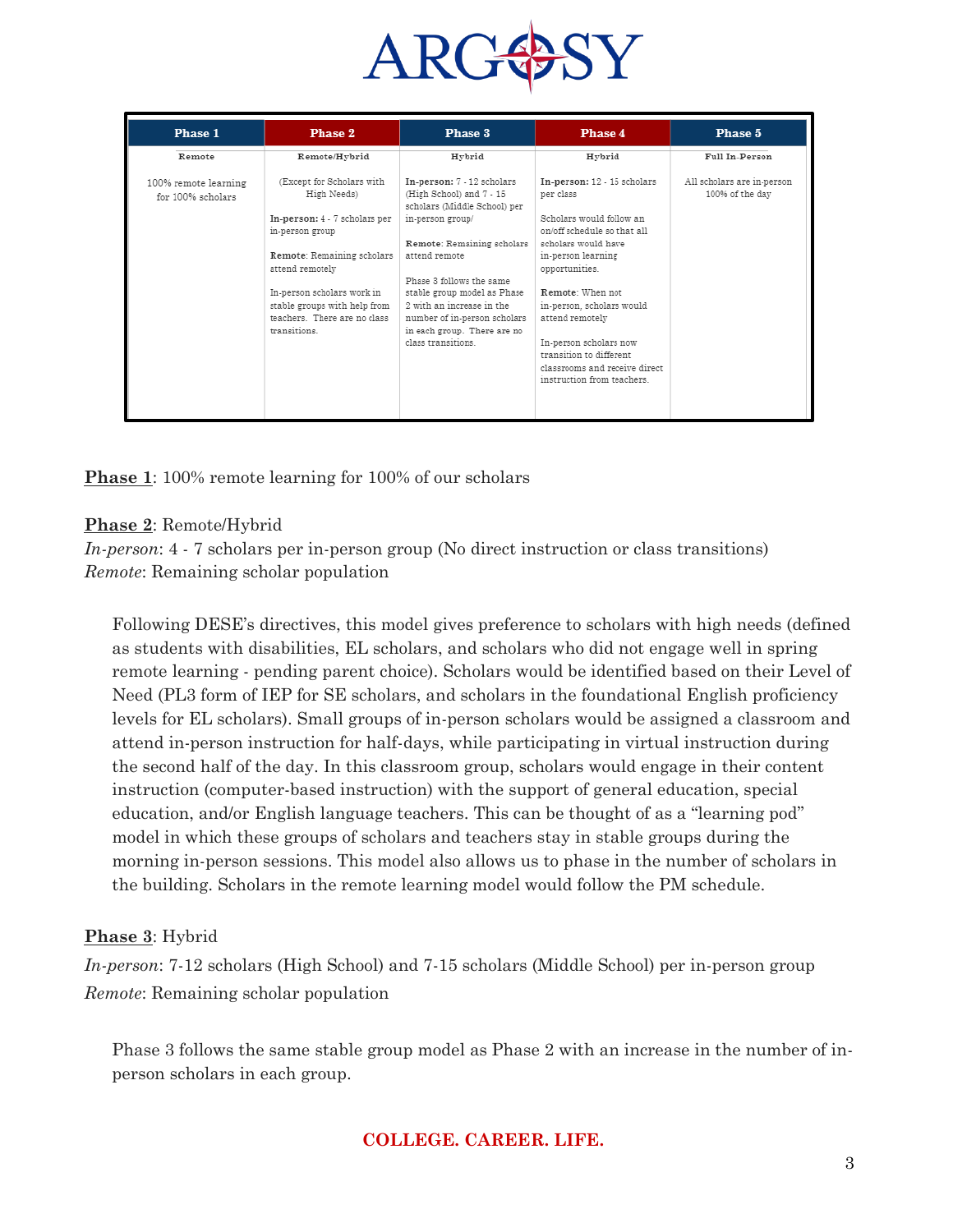| Phase 1 | Phase 2 | Phase 3 | Phase 4 | Phase 5 |
|---|---|---|---|---|
| **Remote** | **Remote/Hybrid** | **Hybrid** | **Hybrid** | **Full In-Person** |
| 100% remote learning for 100% scholars | (Except for Scholars with High Needs)<br><br>**In-person:** 4 - 7 scholars per in-person group<br><br>**Remote**: Remaining scholars attend remotely<br><br>In-person scholars work in stable groups with help from teachers. There are no class transitions. | **In-person:** 7 - 12 scholars (High School) and 7 - 15 scholars (Middle School) per in-person group/<br><br>**Remote**: Remaining scholars attend remote<br><br>Phase 3 follows the same stable group model as Phase 2 with an increase in the number of in-person scholars in each group. There are no class transitions. | **In-person:** 12 - 15 scholars per class<br><br>Scholars would follow an on/off schedule so that all scholars would have in-person learning opportunities.<br><br>**Remote**: When not in-person, scholars would attend remotely<br><br>In-person scholars now transition to different classrooms and receive direct instruction from teachers. | All scholars are in-person 100% of the day |

**Phase 1**: 100% remote learning for 100% of our scholars

**Phase 2**: Remote/Hybrid
*In-person*: 4 - 7 scholars per in-person group (No direct instruction or class transitions)
*Remote*: Remaining scholar population

Following DESE's directives, this model gives preference to scholars with high needs (defined as students with disabilities, EL scholars, and scholars who did not engage well in spring remote learning - pending parent choice). Scholars would be identified based on their Level of Need (PL3 form of IEP for SE scholars, and scholars in the foundational English proficiency levels for EL scholars). Small groups of in-person scholars would be assigned a classroom and attend in-person instruction for half-days, while participating in virtual instruction during the second half of the day. In this classroom group, scholars would engage in their content instruction (computer-based instruction) with the support of general education, special education, and/or English language teachers. This can be thought of as a "learning pod" model in which these groups of scholars and teachers stay in stable groups during the morning in-person sessions. This model also allows us to phase in the number of scholars in the building. Scholars in the remote learning model would follow the PM schedule.

**Phase 3**: Hybrid
*In-person*: 7-12 scholars (High School) and 7-15 scholars (Middle School) per in-person group
*Remote*: Remaining scholar population

Phase 3 follows the same stable group model as Phase 2 with an increase in the number of in-person scholars in each group.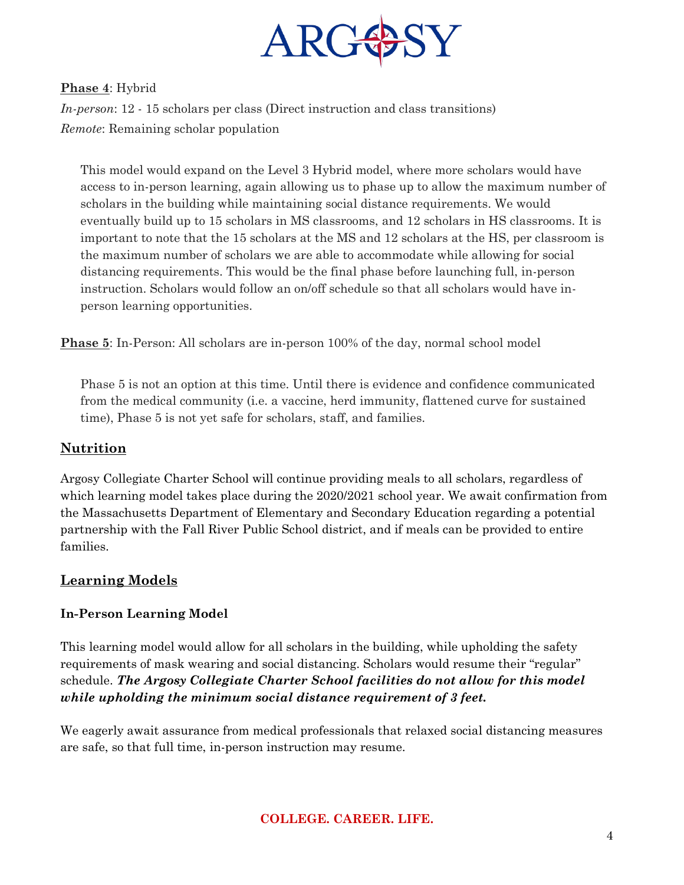**Phase 4**: Hybrid

*In-person*: 12 - 15 scholars per class (Direct instruction and class transitions)

*Remote*: Remaining scholar population

This model would expand on the Level 3 Hybrid model, where more scholars would have access to in-person learning, again allowing us to phase up to allow the maximum number of scholars in the building while maintaining social distance requirements. We would eventually build up to 15 scholars in MS classrooms, and 12 scholars in HS classrooms. It is important to note that the 15 scholars at the MS and 12 scholars at the HS, per classroom is the maximum number of scholars we are able to accommodate while allowing for social distancing requirements. This would be the final phase before launching full, in-person instruction. Scholars would follow an on/off schedule so that all scholars would have in-person learning opportunities.

**Phase 5**: In-Person: All scholars are in-person 100% of the day, normal school model

Phase 5 is not an option at this time. Until there is evidence and confidence communicated from the medical community (i.e. a vaccine, herd immunity, flattened curve for sustained time), Phase 5 is not yet safe for scholars, staff, and families.

## Nutrition

Argosy Collegiate Charter School will continue providing meals to all scholars, regardless of which learning model takes place during the 2020/2021 school year. We await confirmation from the Massachusetts Department of Elementary and Secondary Education regarding a potential partnership with the Fall River Public School district, and if meals can be provided to entire families.

## Learning Models

### In-Person Learning Model

This learning model would allow for all scholars in the building, while upholding the safety requirements of mask wearing and social distancing. Scholars would resume their "regular" schedule. ***The Argosy Collegiate Charter School facilities do not allow for this model while upholding the minimum social distance requirement of 3 feet.***

We eagerly await assurance from medical professionals that relaxed social distancing measures are safe, so that full time, in-person instruction may resume.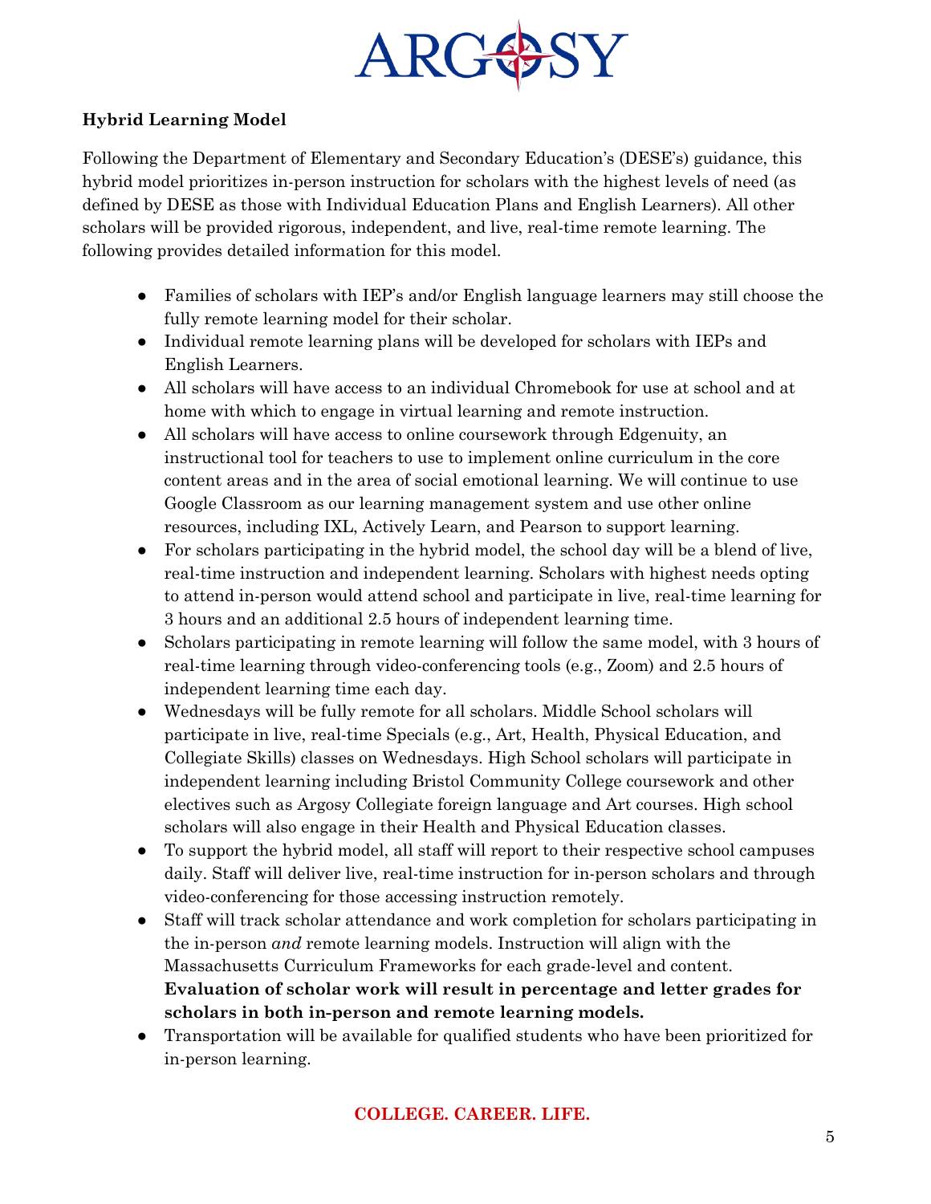## Hybrid Learning Model

Following the Department of Elementary and Secondary Education's (DESE's) guidance, this hybrid model prioritizes in-person instruction for scholars with the highest levels of need (as defined by DESE as those with Individual Education Plans and English Learners). All other scholars will be provided rigorous, independent, and live, real-time remote learning. The following provides detailed information for this model.

- Families of scholars with IEP's and/or English language learners may still choose the fully remote learning model for their scholar.
- Individual remote learning plans will be developed for scholars with IEPs and English Learners.
- All scholars will have access to an individual Chromebook for use at school and at home with which to engage in virtual learning and remote instruction.
- All scholars will have access to online coursework through Edgenuity, an instructional tool for teachers to use to implement online curriculum in the core content areas and in the area of social emotional learning. We will continue to use Google Classroom as our learning management system and use other online resources, including IXL, Actively Learn, and Pearson to support learning.
- For scholars participating in the hybrid model, the school day will be a blend of live, real-time instruction and independent learning. Scholars with highest needs opting to attend in-person would attend school and participate in live, real-time learning for 3 hours and an additional 2.5 hours of independent learning time.
- Scholars participating in remote learning will follow the same model, with 3 hours of real-time learning through video-conferencing tools (e.g., Zoom) and 2.5 hours of independent learning time each day.
- Wednesdays will be fully remote for all scholars. Middle School scholars will participate in live, real-time Specials (e.g., Art, Health, Physical Education, and Collegiate Skills) classes on Wednesdays. High School scholars will participate in independent learning including Bristol Community College coursework and other electives such as Argosy Collegiate foreign language and Art courses. High school scholars will also engage in their Health and Physical Education classes.
- To support the hybrid model, all staff will report to their respective school campuses daily. Staff will deliver live, real-time instruction for in-person scholars and through video-conferencing for those accessing instruction remotely.
- Staff will track scholar attendance and work completion for scholars participating in the in-person *and* remote learning models. Instruction will align with the Massachusetts Curriculum Frameworks for each grade-level and content. **Evaluation of scholar work will result in percentage and letter grades for scholars in both in-person and remote learning models.**
- Transportation will be available for qualified students who have been prioritized for in-person learning.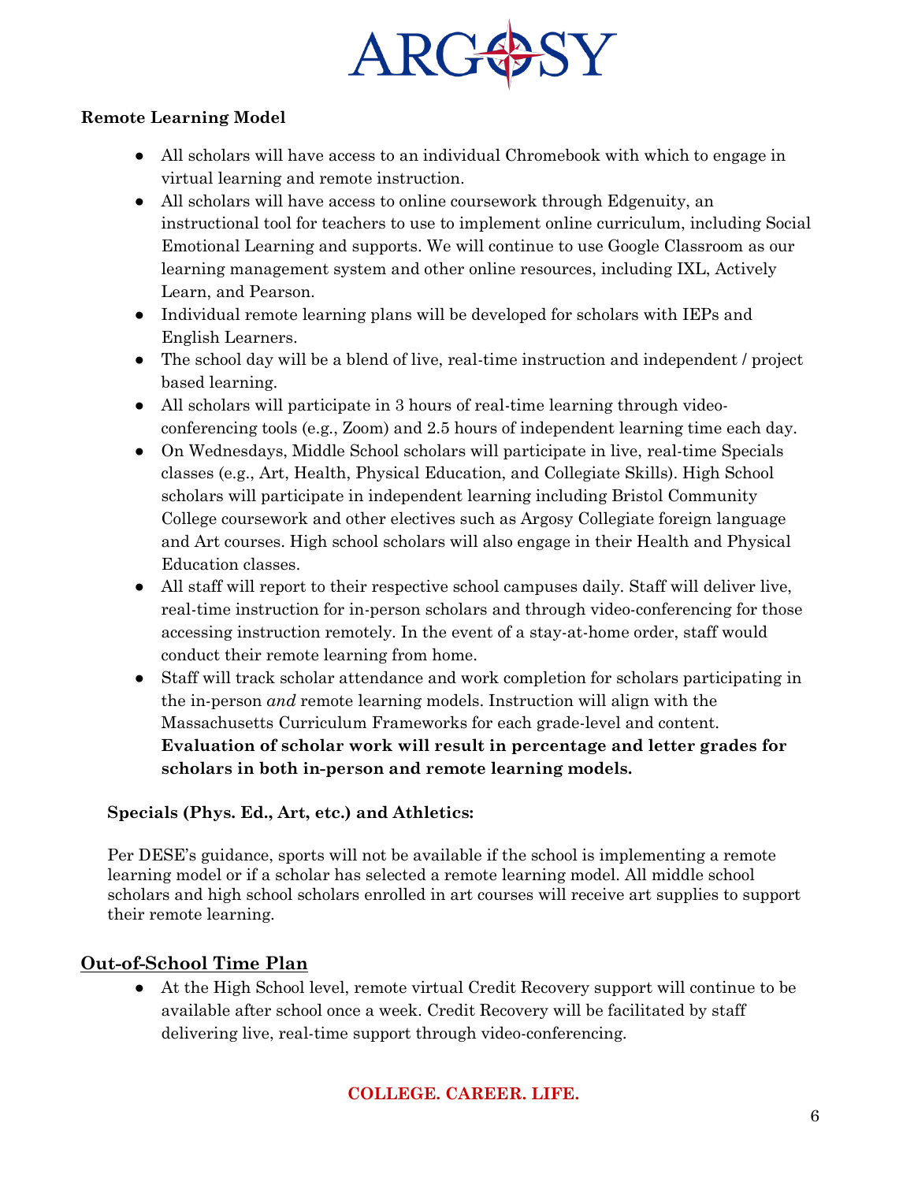**Remote Learning Model**

- All scholars will have access to an individual Chromebook with which to engage in virtual learning and remote instruction.
- All scholars will have access to online coursework through Edgenuity, an instructional tool for teachers to use to implement online curriculum, including Social Emotional Learning and supports. We will continue to use Google Classroom as our learning management system and other online resources, including IXL, Actively Learn, and Pearson.
- Individual remote learning plans will be developed for scholars with IEPs and English Learners.
- The school day will be a blend of live, real-time instruction and independent / project based learning.
- All scholars will participate in 3 hours of real-time learning through video-conferencing tools (e.g., Zoom) and 2.5 hours of independent learning time each day.
- On Wednesdays, Middle School scholars will participate in live, real-time Specials classes (e.g., Art, Health, Physical Education, and Collegiate Skills). High School scholars will participate in independent learning including Bristol Community College coursework and other electives such as Argosy Collegiate foreign language and Art courses. High school scholars will also engage in their Health and Physical Education classes.
- All staff will report to their respective school campuses daily. Staff will deliver live, real-time instruction for in-person scholars and through video-conferencing for those accessing instruction remotely. In the event of a stay-at-home order, staff would conduct their remote learning from home.
- Staff will track scholar attendance and work completion for scholars participating in the in-person *and* remote learning models. Instruction will align with the Massachusetts Curriculum Frameworks for each grade-level and content. **Evaluation of scholar work will result in percentage and letter grades for scholars in both in-person and remote learning models.**

**Specials (Phys. Ed., Art, etc.) and Athletics:**

Per DESE's guidance, sports will not be available if the school is implementing a remote learning model or if a scholar has selected a remote learning model. All middle school scholars and high school scholars enrolled in art courses will receive art supplies to support their remote learning.

## Out-of-School Time Plan

- At the High School level, remote virtual Credit Recovery support will continue to be available after school once a week. Credit Recovery will be facilitated by staff delivering live, real-time support through video-conferencing.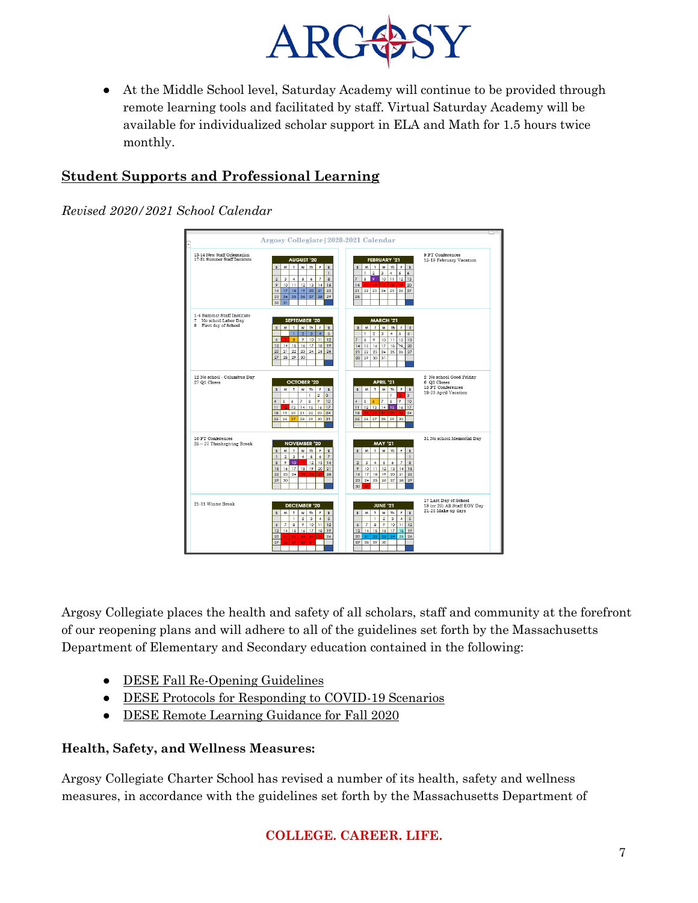- At the Middle School level, Saturday Academy will continue to be provided through remote learning tools and facilitated by staff. Virtual Saturday Academy will be available for individualized scholar support in ELA and Math for 1.5 hours twice monthly.

## Student Supports and Professional Learning

*Revised 2020/2021 School Calendar*

**Argosy Collegiate | 2020-2021 Calendar**

| Month | Notes |
|---|---|
| August '20 | 13-14 New Staff Orientation; 17-31 Summer Staff Institute |
| September '20 | 1-4 Summer Staff Institute; 7 No school Labor Day; 8 First day of School |
| October '20 | 12 No school - Columbus Day; 27 Q1 Closes |
| November '20 | 10 PT Conferences; 25 – 27 Thanksgiving Break |
| December '20 | 21-31 Winter Break |
| February '21 | 9 PT Conferences; 15-19 February Vacation |
| March '21 | |
| April '21 | 2 No school Good Friday; 6 Q3 Closes; 15 PT Conferences; 19-23 April Vacation |
| May '21 | 31 No school Memorial Day |
| June '21 | 17 Last Day of School; 18 (or 25) All Staff EOY Day; 21-25 Make up days |

Argosy Collegiate places the health and safety of all scholars, staff and community at the forefront of our reopening plans and will adhere to all of the guidelines set forth by the Massachusetts Department of Elementary and Secondary education contained in the following:

- DESE Fall Re-Opening Guidelines
- DESE Protocols for Responding to COVID-19 Scenarios
- DESE Remote Learning Guidance for Fall 2020

### Health, Safety, and Wellness Measures:

Argosy Collegiate Charter School has revised a number of its health, safety and wellness measures, in accordance with the guidelines set forth by the Massachusetts Department of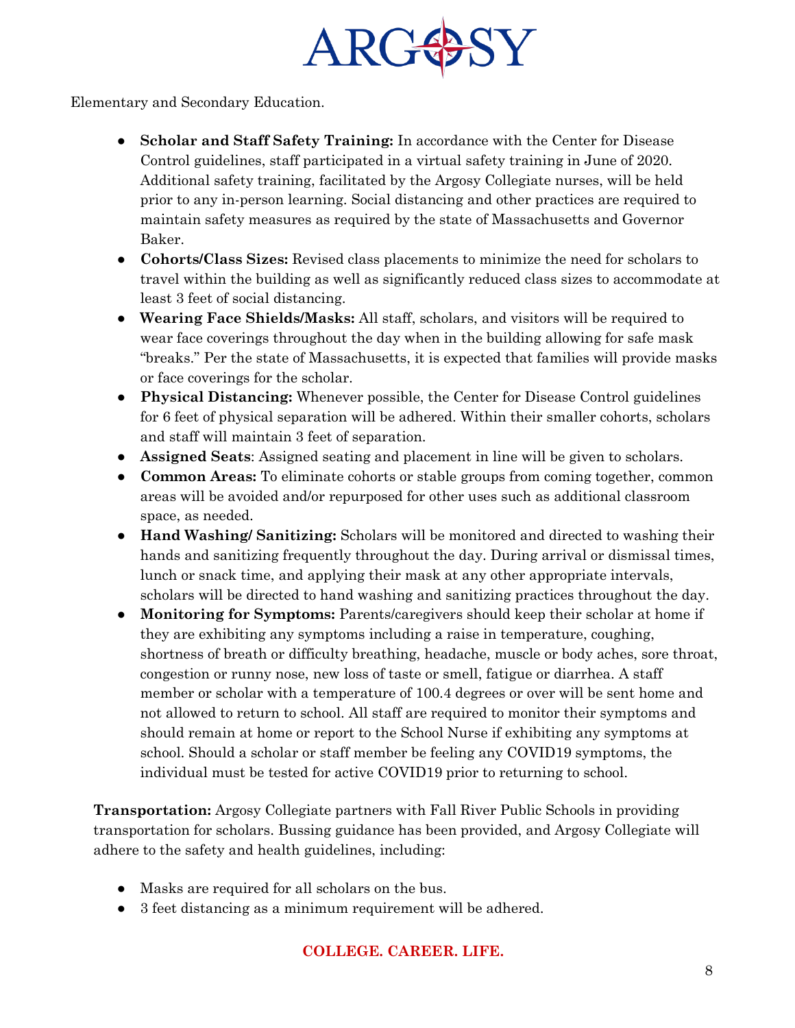Elementary and Secondary Education.

- **Scholar and Staff Safety Training:** In accordance with the Center for Disease Control guidelines, staff participated in a virtual safety training in June of 2020. Additional safety training, facilitated by the Argosy Collegiate nurses, will be held prior to any in-person learning. Social distancing and other practices are required to maintain safety measures as required by the state of Massachusetts and Governor Baker.
- **Cohorts/Class Sizes:** Revised class placements to minimize the need for scholars to travel within the building as well as significantly reduced class sizes to accommodate at least 3 feet of social distancing.
- **Wearing Face Shields/Masks:** All staff, scholars, and visitors will be required to wear face coverings throughout the day when in the building allowing for safe mask "breaks." Per the state of Massachusetts, it is expected that families will provide masks or face coverings for the scholar.
- **Physical Distancing:** Whenever possible, the Center for Disease Control guidelines for 6 feet of physical separation will be adhered. Within their smaller cohorts, scholars and staff will maintain 3 feet of separation.
- **Assigned Seats**: Assigned seating and placement in line will be given to scholars.
- **Common Areas:** To eliminate cohorts or stable groups from coming together, common areas will be avoided and/or repurposed for other uses such as additional classroom space, as needed.
- **Hand Washing/ Sanitizing:** Scholars will be monitored and directed to washing their hands and sanitizing frequently throughout the day. During arrival or dismissal times, lunch or snack time, and applying their mask at any other appropriate intervals, scholars will be directed to hand washing and sanitizing practices throughout the day.
- **Monitoring for Symptoms:** Parents/caregivers should keep their scholar at home if they are exhibiting any symptoms including a raise in temperature, coughing, shortness of breath or difficulty breathing, headache, muscle or body aches, sore throat, congestion or runny nose, new loss of taste or smell, fatigue or diarrhea. A staff member or scholar with a temperature of 100.4 degrees or over will be sent home and not allowed to return to school. All staff are required to monitor their symptoms and should remain at home or report to the School Nurse if exhibiting any symptoms at school. Should a scholar or staff member be feeling any COVID19 symptoms, the individual must be tested for active COVID19 prior to returning to school.

**Transportation:** Argosy Collegiate partners with Fall River Public Schools in providing transportation for scholars. Bussing guidance has been provided, and Argosy Collegiate will adhere to the safety and health guidelines, including:

- Masks are required for all scholars on the bus.
- 3 feet distancing as a minimum requirement will be adhered.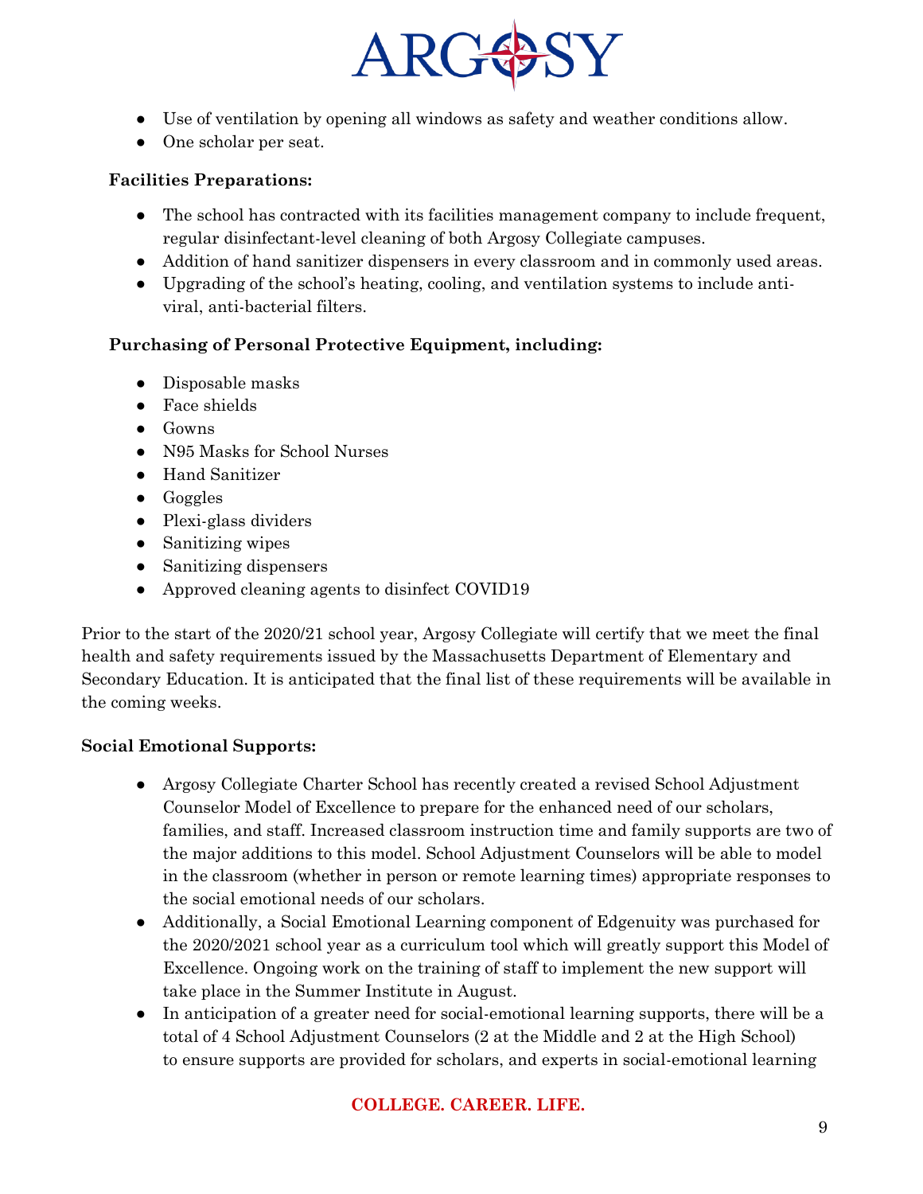- Use of ventilation by opening all windows as safety and weather conditions allow.
- One scholar per seat.

**Facilities Preparations:**

- The school has contracted with its facilities management company to include frequent, regular disinfectant-level cleaning of both Argosy Collegiate campuses.
- Addition of hand sanitizer dispensers in every classroom and in commonly used areas.
- Upgrading of the school's heating, cooling, and ventilation systems to include anti-viral, anti-bacterial filters.

**Purchasing of Personal Protective Equipment, including:**

- Disposable masks
- Face shields
- Gowns
- N95 Masks for School Nurses
- Hand Sanitizer
- Goggles
- Plexi-glass dividers
- Sanitizing wipes
- Sanitizing dispensers
- Approved cleaning agents to disinfect COVID19

Prior to the start of the 2020/21 school year, Argosy Collegiate will certify that we meet the final health and safety requirements issued by the Massachusetts Department of Elementary and Secondary Education. It is anticipated that the final list of these requirements will be available in the coming weeks.

**Social Emotional Supports:**

- Argosy Collegiate Charter School has recently created a revised School Adjustment Counselor Model of Excellence to prepare for the enhanced need of our scholars, families, and staff. Increased classroom instruction time and family supports are two of the major additions to this model. School Adjustment Counselors will be able to model in the classroom (whether in person or remote learning times) appropriate responses to the social emotional needs of our scholars.
- Additionally, a Social Emotional Learning component of Edgenuity was purchased for the 2020/2021 school year as a curriculum tool which will greatly support this Model of Excellence. Ongoing work on the training of staff to implement the new support will take place in the Summer Institute in August.
- In anticipation of a greater need for social-emotional learning supports, there will be a total of 4 School Adjustment Counselors (2 at the Middle and 2 at the High School) to ensure supports are provided for scholars, and experts in social-emotional learning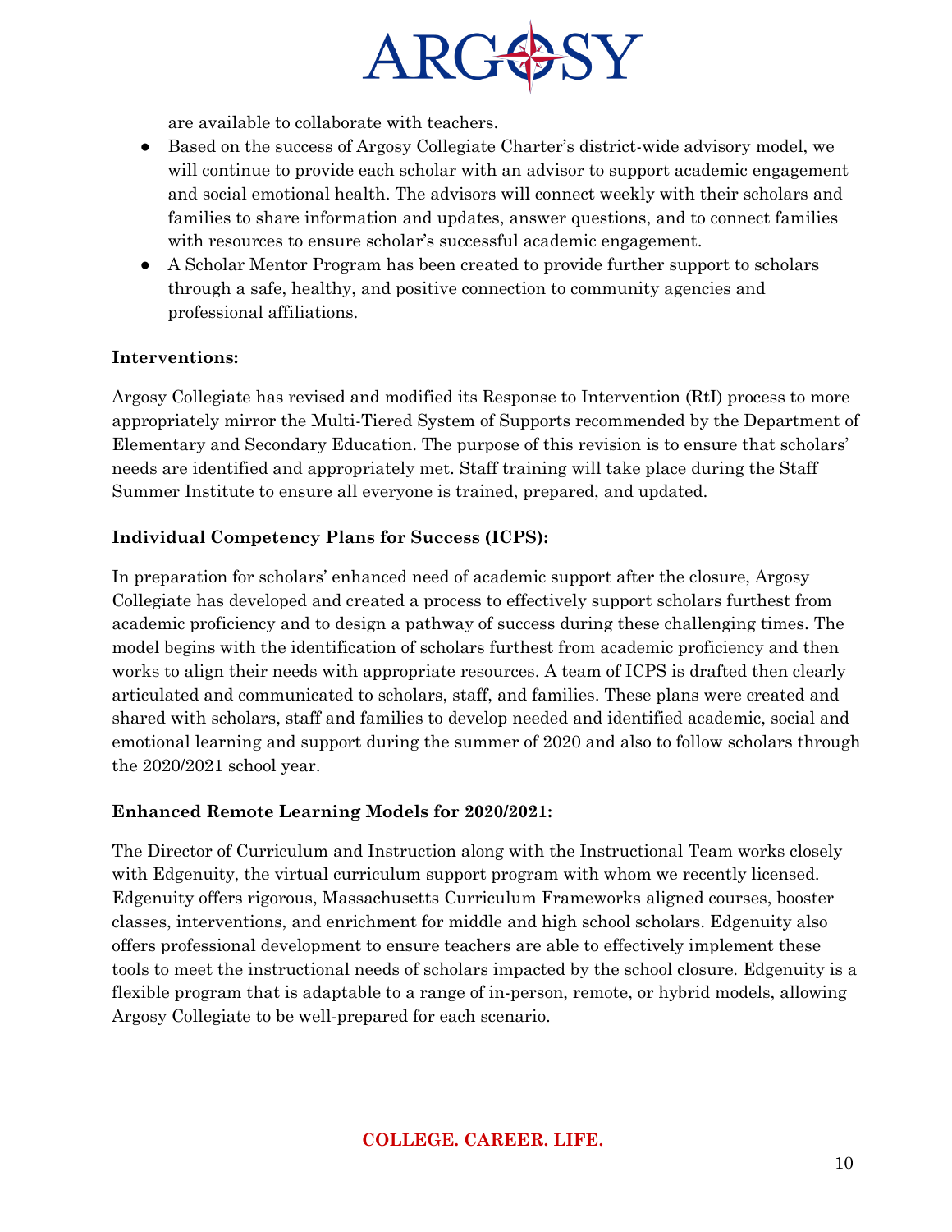are available to collaborate with teachers.

- Based on the success of Argosy Collegiate Charter's district-wide advisory model, we will continue to provide each scholar with an advisor to support academic engagement and social emotional health. The advisors will connect weekly with their scholars and families to share information and updates, answer questions, and to connect families with resources to ensure scholar's successful academic engagement.
- A Scholar Mentor Program has been created to provide further support to scholars through a safe, healthy, and positive connection to community agencies and professional affiliations.

**Interventions:**

Argosy Collegiate has revised and modified its Response to Intervention (RtI) process to more appropriately mirror the Multi-Tiered System of Supports recommended by the Department of Elementary and Secondary Education. The purpose of this revision is to ensure that scholars' needs are identified and appropriately met. Staff training will take place during the Staff Summer Institute to ensure all everyone is trained, prepared, and updated.

**Individual Competency Plans for Success (ICPS):**

In preparation for scholars' enhanced need of academic support after the closure, Argosy Collegiate has developed and created a process to effectively support scholars furthest from academic proficiency and to design a pathway of success during these challenging times. The model begins with the identification of scholars furthest from academic proficiency and then works to align their needs with appropriate resources. A team of ICPS is drafted then clearly articulated and communicated to scholars, staff, and families. These plans were created and shared with scholars, staff and families to develop needed and identified academic, social and emotional learning and support during the summer of 2020 and also to follow scholars through the 2020/2021 school year.

**Enhanced Remote Learning Models for 2020/2021:**

The Director of Curriculum and Instruction along with the Instructional Team works closely with Edgenuity, the virtual curriculum support program with whom we recently licensed. Edgenuity offers rigorous, Massachusetts Curriculum Frameworks aligned courses, booster classes, interventions, and enrichment for middle and high school scholars. Edgenuity also offers professional development to ensure teachers are able to effectively implement these tools to meet the instructional needs of scholars impacted by the school closure. Edgenuity is a flexible program that is adaptable to a range of in-person, remote, or hybrid models, allowing Argosy Collegiate to be well-prepared for each scenario.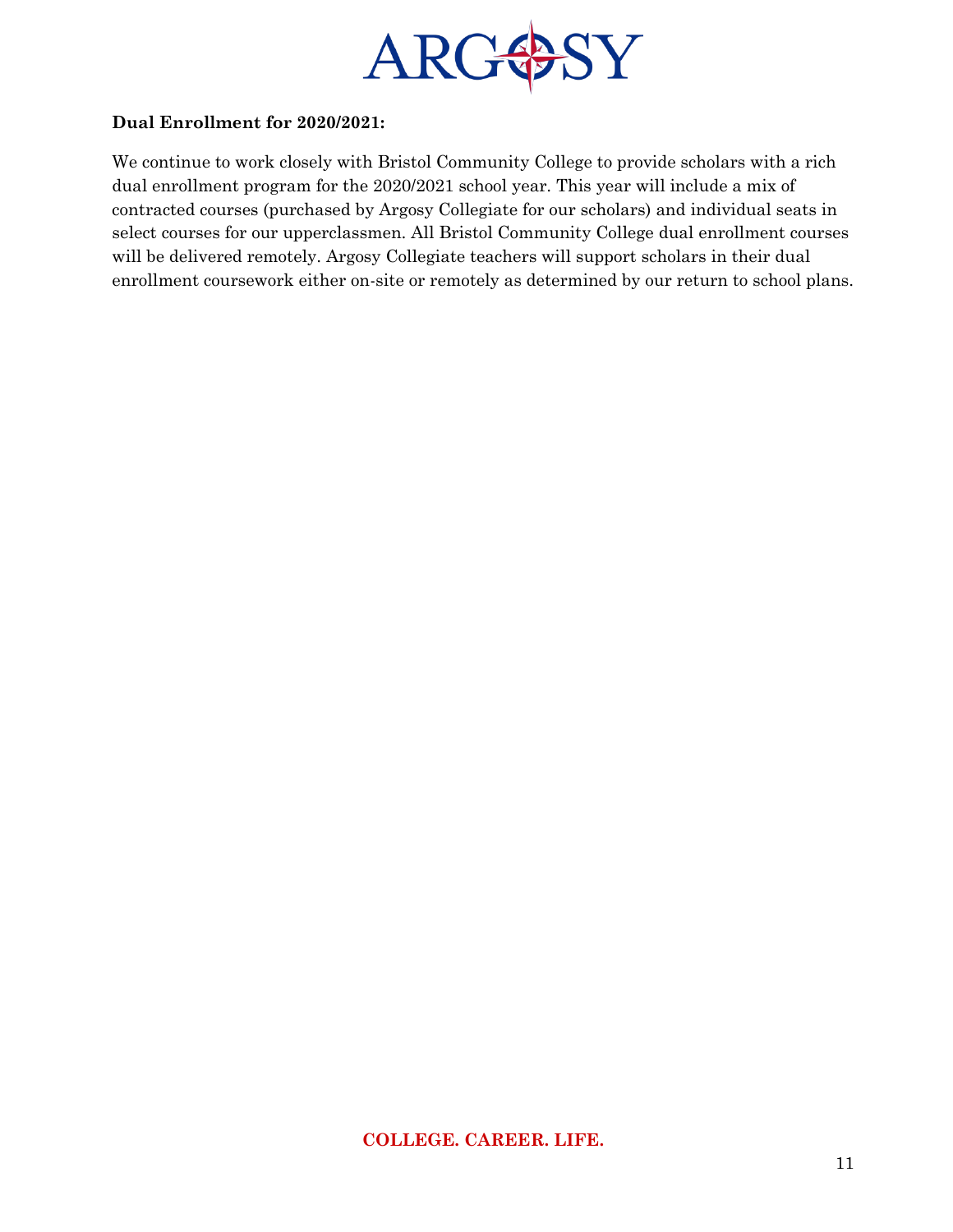**Dual Enrollment for 2020/2021:**

We continue to work closely with Bristol Community College to provide scholars with a rich dual enrollment program for the 2020/2021 school year. This year will include a mix of contracted courses (purchased by Argosy Collegiate for our scholars) and individual seats in select courses for our upperclassmen. All Bristol Community College dual enrollment courses will be delivered remotely. Argosy Collegiate teachers will support scholars in their dual enrollment coursework either on-site or remotely as determined by our return to school plans.